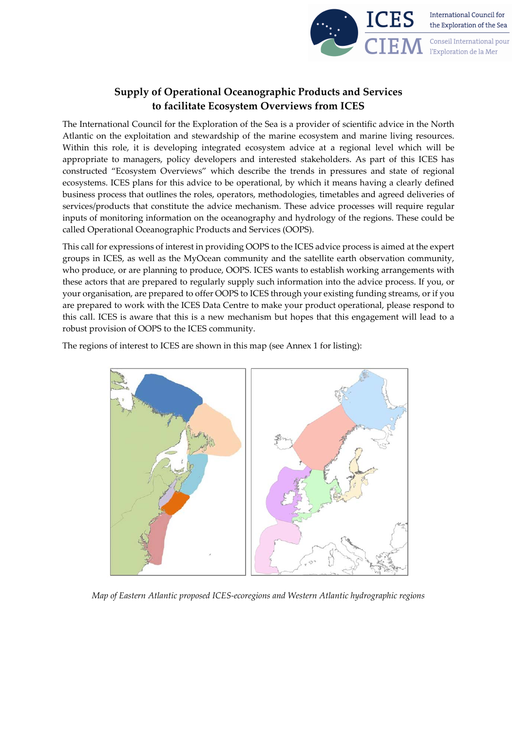# Supply of Operational Oceanographic Products and Services to facilitate Ecosystem Overviews from ICES

The International Council for the Exploration of the Sea is a provider of scientific advice in the North Atlantic on the exploitation and stewardship of the marine ecosystem and marine living resources. Within this role, it is developing integrated ecosystem advice at a regional level which will be appropriate to managers, policy developers and interested stakeholders. As part of this ICES has constructed "Ecosystem Overviews" which describe the trends in pressures and state of regional ecosystems. ICES plans for this advice to be operational, by which it means having a clearly defined business process that outlines the roles, operators, methodologies, timetables and agreed deliveries of services/products that constitute the advice mechanism. These advice processes will require regular inputs of monitoring information on the oceanography and hydrology of the regions. These could be called Operational Oceanographic Products and Services (OOPS).

This call for expressions of interest in providing OOPS to the ICES advice process is aimed at the expert groups in ICES, as well as the MyOcean community and the satellite earth observation community, who produce, or are planning to produce, OOPS. ICES wants to establish working arrangements with these actors that are prepared to regularly supply such information into the advice process. If you, or your organisation, are prepared to offer OOPS to ICES through your existing funding streams, or if you are prepared to work with the ICES Data Centre to make your product operational, please respond to this call. ICES is aware that this is a new mechanism but hopes that this engagement will lead to a robust provision of OOPS to the ICES community.

The regions of interest to ICES are shown in this map (see Annex 1 for listing):

*Map of Eastern Atlantic proposed ICES-ecoregions and Western Atlantic hydrographic regions*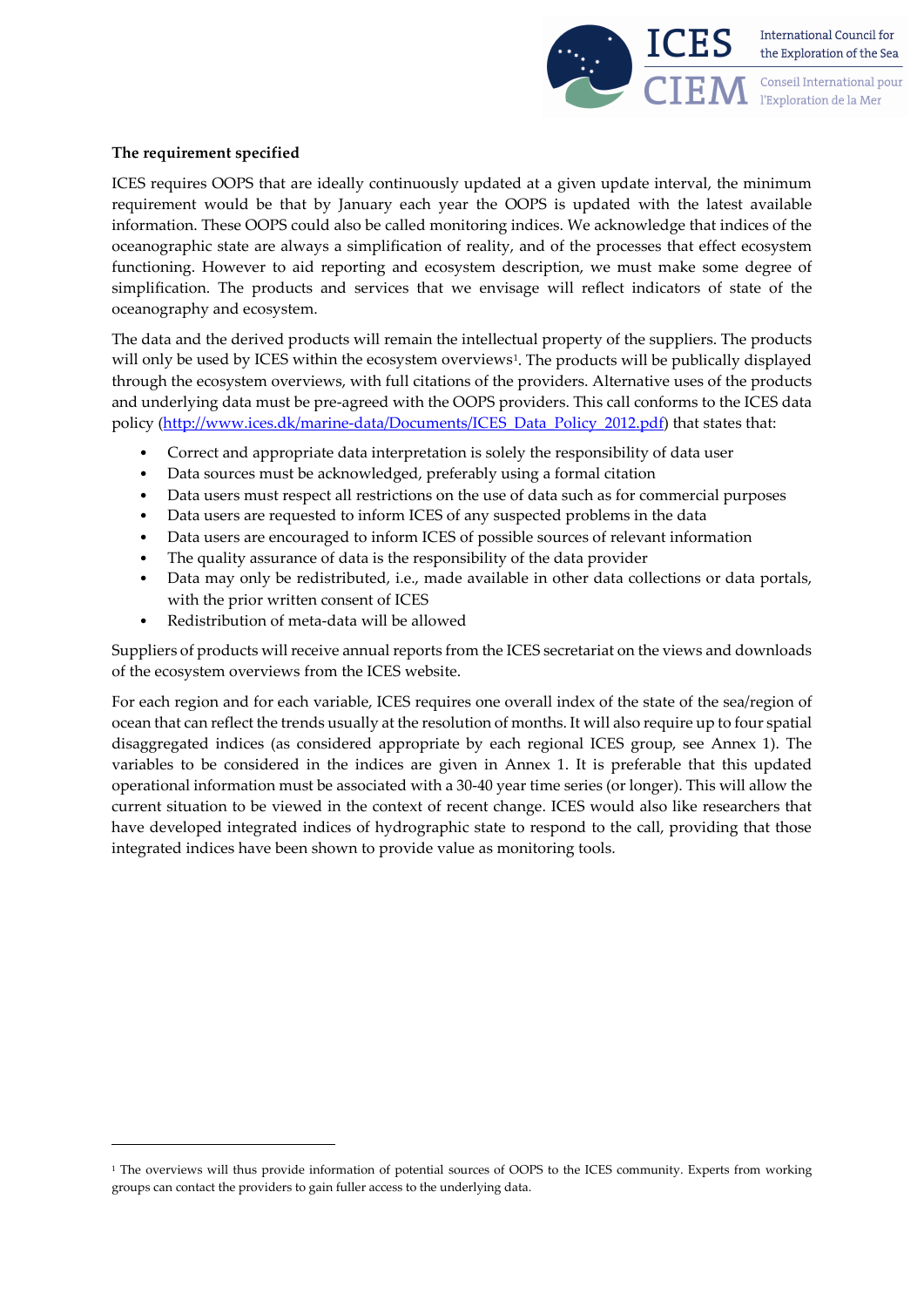**The requirement specified**

ICES requires OOPS that are ideally continuously updated at a given update interval, the minimum requirement would be that by January each year the OOPS is updated with the latest available information. These OOPS could also be called monitoring indices. We acknowledge that indices of the oceanographic state are always a simplification of reality, and of the processes that effect ecosystem functioning. However to aid reporting and ecosystem description, we must make some degree of simplification. The products and services that we envisage will reflect indicators of state of the oceanography and ecosystem.

The data and the derived products will remain the intellectual property of the suppliers. The products will only be used by ICES within the ecosystem overviews[1]. The products will be publically displayed through the ecosystem overviews, with full citations of the providers. Alternative uses of the products and underlying data must be pre-agreed with the OOPS providers. This call conforms to the ICES data policy (http://www.ices.dk/marine-data/Documents/ICES_Data_Policy_2012.pdf) that states that:

- Correct and appropriate data interpretation is solely the responsibility of data user
- Data sources must be acknowledged, preferably using a formal citation
- Data users must respect all restrictions on the use of data such as for commercial purposes
- Data users are requested to inform ICES of any suspected problems in the data
- Data users are encouraged to inform ICES of possible sources of relevant information
- The quality assurance of data is the responsibility of the data provider
- Data may only be redistributed, i.e., made available in other data collections or data portals, with the prior written consent of ICES
- Redistribution of meta-data will be allowed

Suppliers of products will receive annual reports from the ICES secretariat on the views and downloads of the ecosystem overviews from the ICES website.

For each region and for each variable, ICES requires one overall index of the state of the sea/region of ocean that can reflect the trends usually at the resolution of months. It will also require up to four spatial disaggregated indices (as considered appropriate by each regional ICES group, see Annex 1). The variables to be considered in the indices are given in Annex 1. It is preferable that this updated operational information must be associated with a 30-40 year time series (or longer). This will allow the current situation to be viewed in the context of recent change. ICES would also like researchers that have developed integrated indices of hydrographic state to respond to the call, providing that those integrated indices have been shown to provide value as monitoring tools.

---

[1] The overviews will thus provide information of potential sources of OOPS to the ICES community. Experts from working groups can contact the providers to gain fuller access to the underlying data.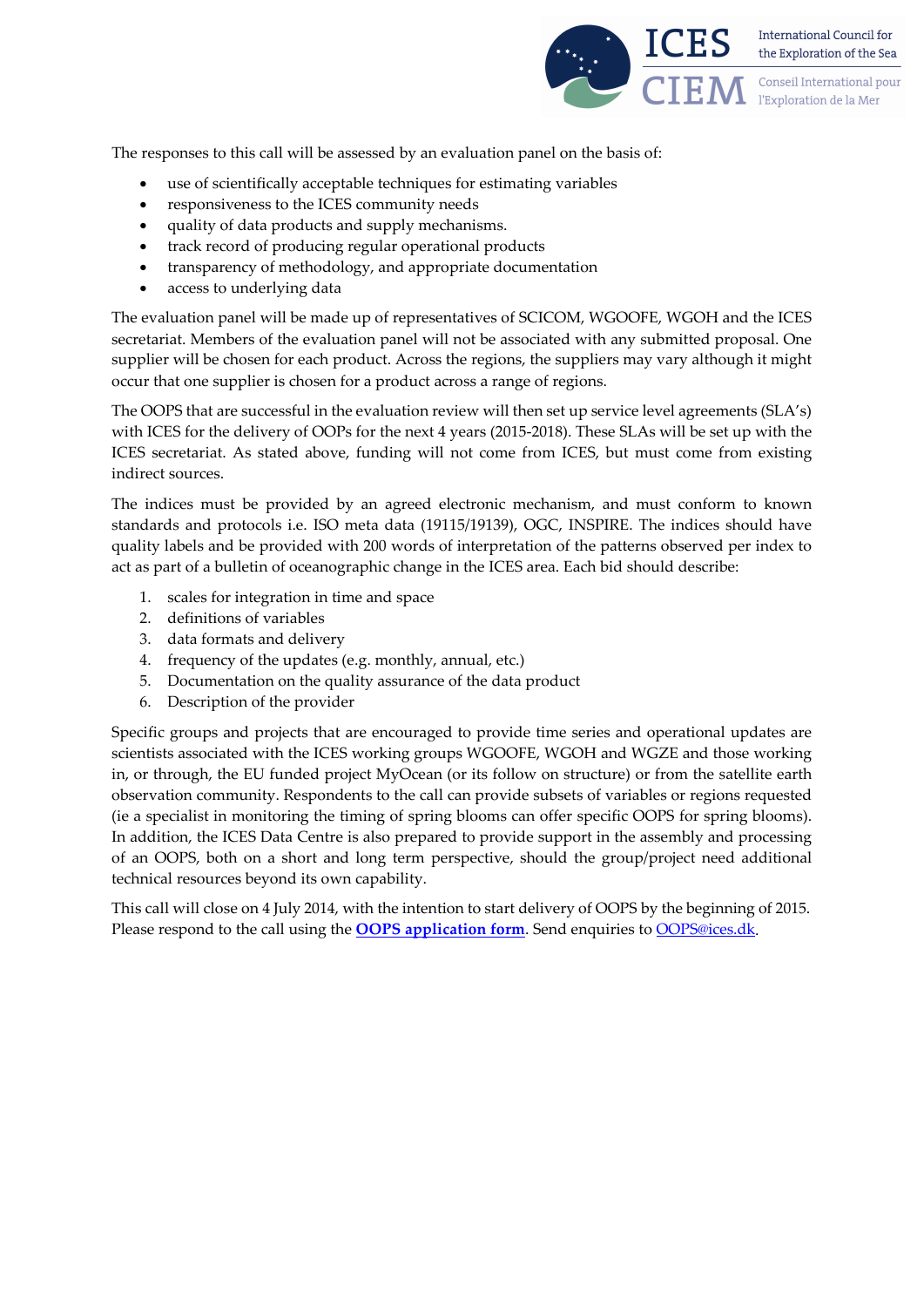The responses to this call will be assessed by an evaluation panel on the basis of:

- use of scientifically acceptable techniques for estimating variables
- responsiveness to the ICES community needs
- quality of data products and supply mechanisms.
- track record of producing regular operational products
- transparency of methodology, and appropriate documentation
- access to underlying data

The evaluation panel will be made up of representatives of SCICOM, WGOOFE, WGOH and the ICES secretariat. Members of the evaluation panel will not be associated with any submitted proposal. One supplier will be chosen for each product. Across the regions, the suppliers may vary although it might occur that one supplier is chosen for a product across a range of regions.

The OOPS that are successful in the evaluation review will then set up service level agreements (SLA's) with ICES for the delivery of OOPs for the next 4 years (2015-2018). These SLAs will be set up with the ICES secretariat. As stated above, funding will not come from ICES, but must come from existing indirect sources.

The indices must be provided by an agreed electronic mechanism, and must conform to known standards and protocols i.e. ISO meta data (19115/19139), OGC, INSPIRE. The indices should have quality labels and be provided with 200 words of interpretation of the patterns observed per index to act as part of a bulletin of oceanographic change in the ICES area. Each bid should describe:

1. scales for integration in time and space
2. definitions of variables
3. data formats and delivery
4. frequency of the updates (e.g. monthly, annual, etc.)
5. Documentation on the quality assurance of the data product
6. Description of the provider

Specific groups and projects that are encouraged to provide time series and operational updates are scientists associated with the ICES working groups WGOOFE, WGOH and WGZE and those working in, or through, the EU funded project MyOcean (or its follow on structure) or from the satellite earth observation community. Respondents to the call can provide subsets of variables or regions requested (ie a specialist in monitoring the timing of spring blooms can offer specific OOPS for spring blooms). In addition, the ICES Data Centre is also prepared to provide support in the assembly and processing of an OOPS, both on a short and long term perspective, should the group/project need additional technical resources beyond its own capability.

This call will close on 4 July 2014, with the intention to start delivery of OOPS by the beginning of 2015. Please respond to the call using the **OOPS application form**. Send enquiries to OOPS@ices.dk.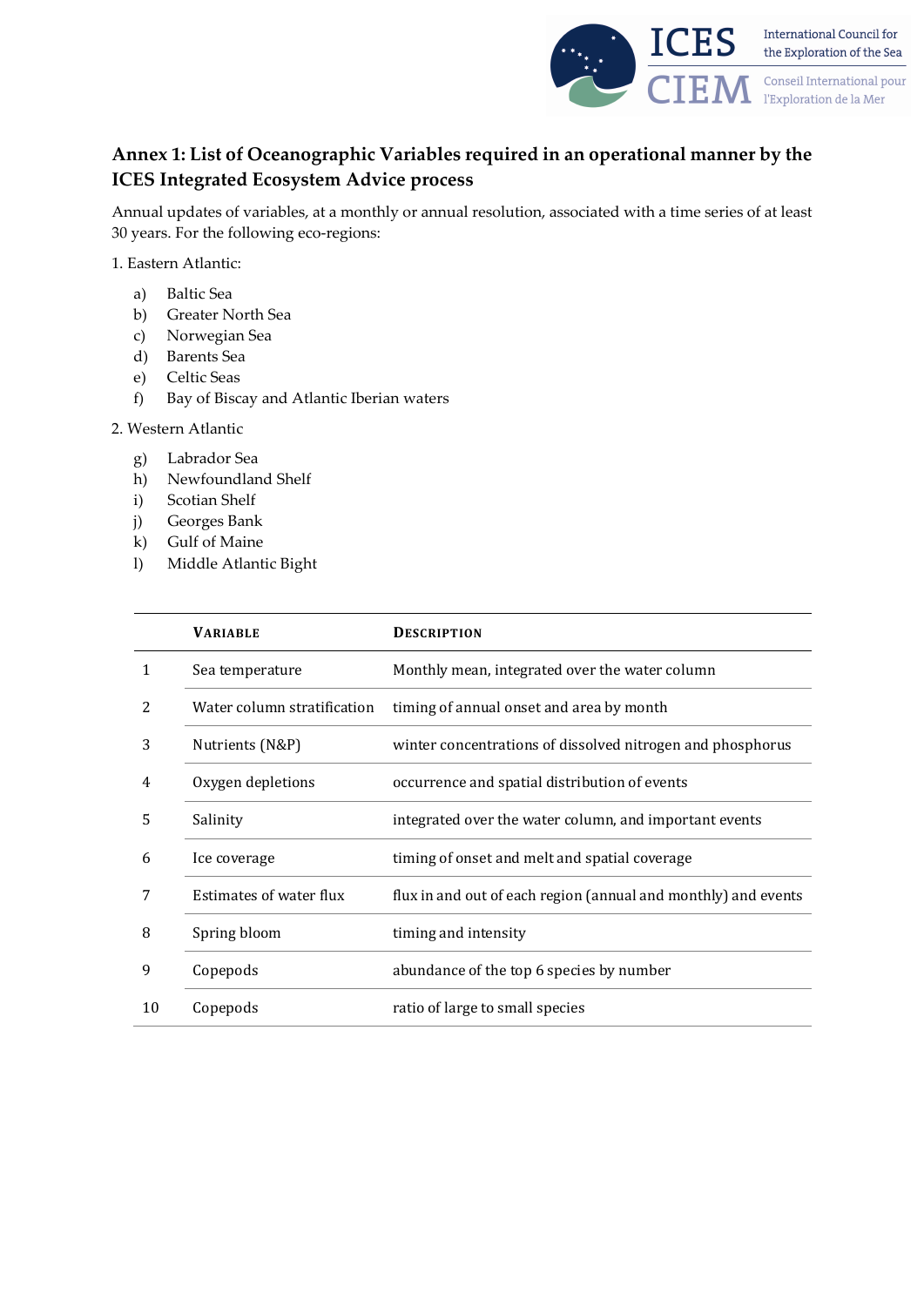## Annex 1: List of Oceanographic Variables required in an operational manner by the ICES Integrated Ecosystem Advice process

Annual updates of variables, at a monthly or annual resolution, associated with a time series of at least 30 years. For the following eco-regions:

1. Eastern Atlantic:

   a) Baltic Sea
   b) Greater North Sea
   c) Norwegian Sea
   d) Barents Sea
   e) Celtic Seas
   f) Bay of Biscay and Atlantic Iberian waters

2. Western Atlantic

   g) Labrador Sea
   h) Newfoundland Shelf
   i) Scotian Shelf
   j) Georges Bank
   k) Gulf of Maine
   l) Middle Atlantic Bight

| | Variable | Description |
|---|---|---|
| 1 | Sea temperature | Monthly mean, integrated over the water column |
| 2 | Water column stratification | timing of annual onset and area by month |
| 3 | Nutrients (N&P) | winter concentrations of dissolved nitrogen and phosphorus |
| 4 | Oxygen depletions | occurrence and spatial distribution of events |
| 5 | Salinity | integrated over the water column, and important events |
| 6 | Ice coverage | timing of onset and melt and spatial coverage |
| 7 | Estimates of water flux | flux in and out of each region (annual and monthly) and events |
| 8 | Spring bloom | timing and intensity |
| 9 | Copepods | abundance of the top 6 species by number |
| 10 | Copepods | ratio of large to small species |